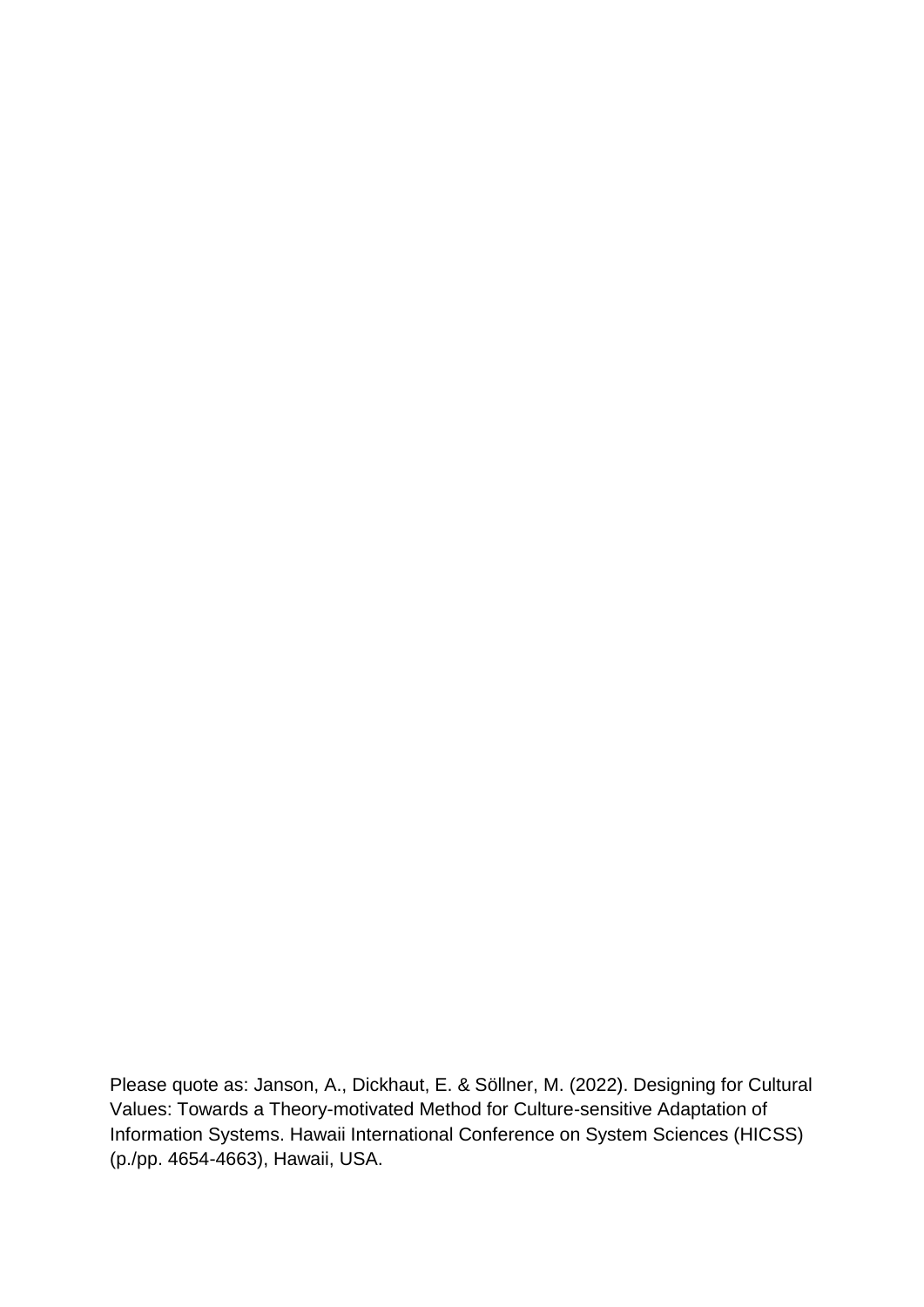Please quote as: Janson, A., Dickhaut, E. & Söllner, M. (2022). Designing for Cultural Values: Towards a Theory-motivated Method for Culture-sensitive Adaptation of Information Systems. Hawaii International Conference on System Sciences (HICSS) (p./pp. 4654-4663), Hawaii, USA.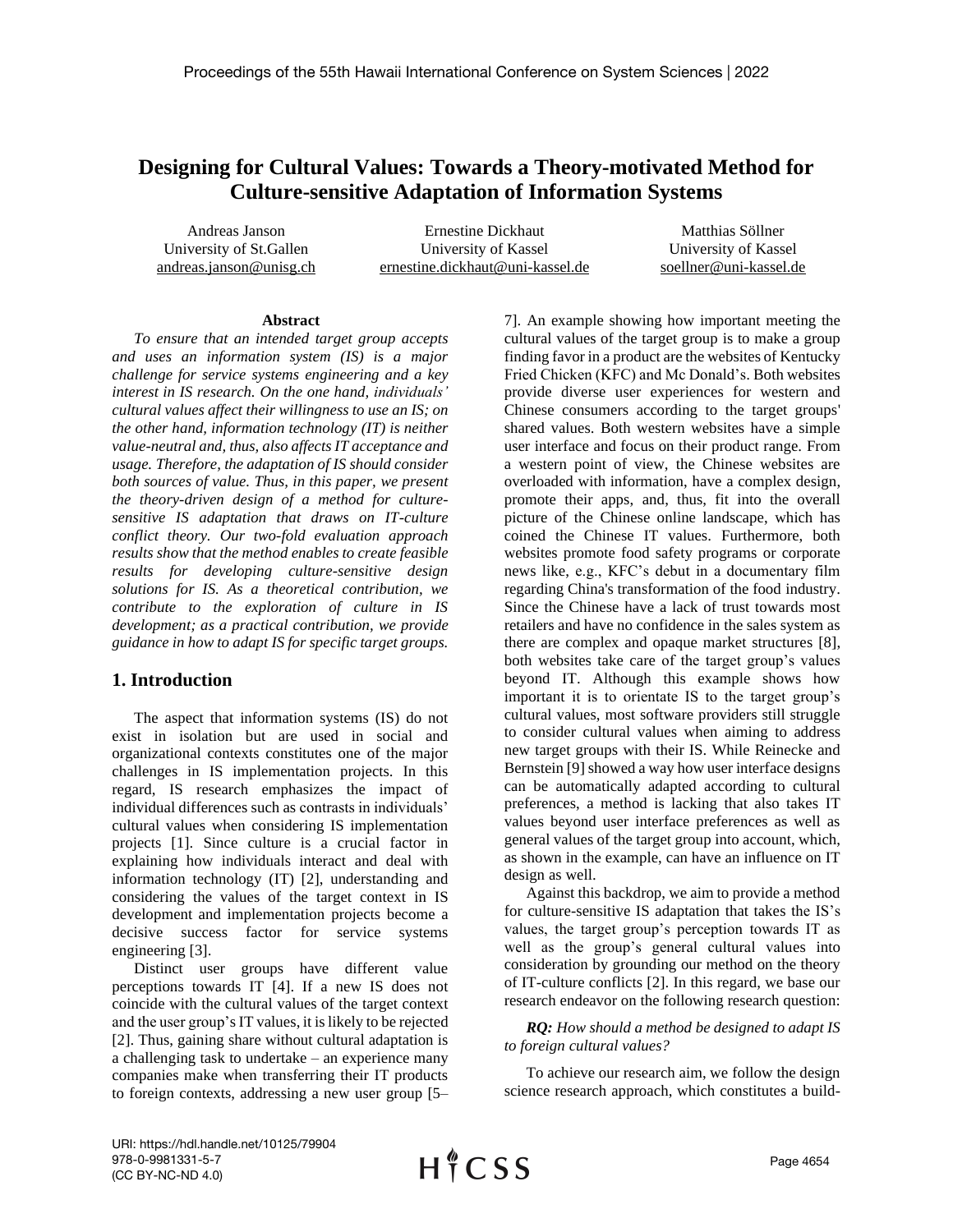# Designing for Cultural Values: Towards a Theory-motivated Method for Culture-sensitive Adaptation of Information Systems

Andreas Janson
University of St.Gallen
andreas.janson@unisg.ch

Ernestine Dickhaut
University of Kassel
ernestine.dickhaut@uni-kassel.de

Matthias Söllner
University of Kassel
soellner@uni-kassel.de

### Abstract

*To ensure that an intended target group accepts and uses an information system (IS) is a major challenge for service systems engineering and a key interest in IS research. On the one hand, individuals' cultural values affect their willingness to use an IS; on the other hand, information technology (IT) is neither value-neutral and, thus, also affects IT acceptance and usage. Therefore, the adaptation of IS should consider both sources of value. Thus, in this paper, we present the theory-driven design of a method for culture-sensitive IS adaptation that draws on IT-culture conflict theory. Our two-fold evaluation approach results show that the method enables to create feasible results for developing culture-sensitive design solutions for IS. As a theoretical contribution, we contribute to the exploration of culture in IS development; as a practical contribution, we provide guidance in how to adapt IS for specific target groups.*

## 1. Introduction

The aspect that information systems (IS) do not exist in isolation but are used in social and organizational contexts constitutes one of the major challenges in IS implementation projects. In this regard, IS research emphasizes the impact of individual differences such as contrasts in individuals' cultural values when considering IS implementation projects [1]. Since culture is a crucial factor in explaining how individuals interact and deal with information technology (IT) [2], understanding and considering the values of the target context in IS development and implementation projects become a decisive success factor for service systems engineering [3].

Distinct user groups have different value perceptions towards IT [4]. If a new IS does not coincide with the cultural values of the target context and the user group's IT values, it is likely to be rejected [2]. Thus, gaining share without cultural adaptation is a challenging task to undertake – an experience many companies make when transferring their IT products to foreign contexts, addressing a new user group [5–7]. An example showing how important meeting the cultural values of the target group is to make a group finding favor in a product are the websites of Kentucky Fried Chicken (KFC) and Mc Donald's. Both websites provide diverse user experiences for western and Chinese consumers according to the target groups' shared values. Both western websites have a simple user interface and focus on their product range. From a western point of view, the Chinese websites are overloaded with information, have a complex design, promote their apps, and, thus, fit into the overall picture of the Chinese online landscape, which has coined the Chinese IT values. Furthermore, both websites promote food safety programs or corporate news like, e.g., KFC's debut in a documentary film regarding China's transformation of the food industry. Since the Chinese have a lack of trust towards most retailers and have no confidence in the sales system as there are complex and opaque market structures [8], both websites take care of the target group's values beyond IT. Although this example shows how important it is to orientate IS to the target group's cultural values, most software providers still struggle to consider cultural values when aiming to address new target groups with their IS. While Reinecke and Bernstein [9] showed a way how user interface designs can be automatically adapted according to cultural preferences, a method is lacking that also takes IT values beyond user interface preferences as well as general values of the target group into account, which, as shown in the example, can have an influence on IT design as well.

Against this backdrop, we aim to provide a method for culture-sensitive IS adaptation that takes the IS's values, the target group's perception towards IT as well as the group's general cultural values into consideration by grounding our method on the theory of IT-culture conflicts [2]. In this regard, we base our research endeavor on the following research question:

***RQ:*** *How should a method be designed to adapt IS to foreign cultural values?*

To achieve our research aim, we follow the design science research approach, which constitutes a build-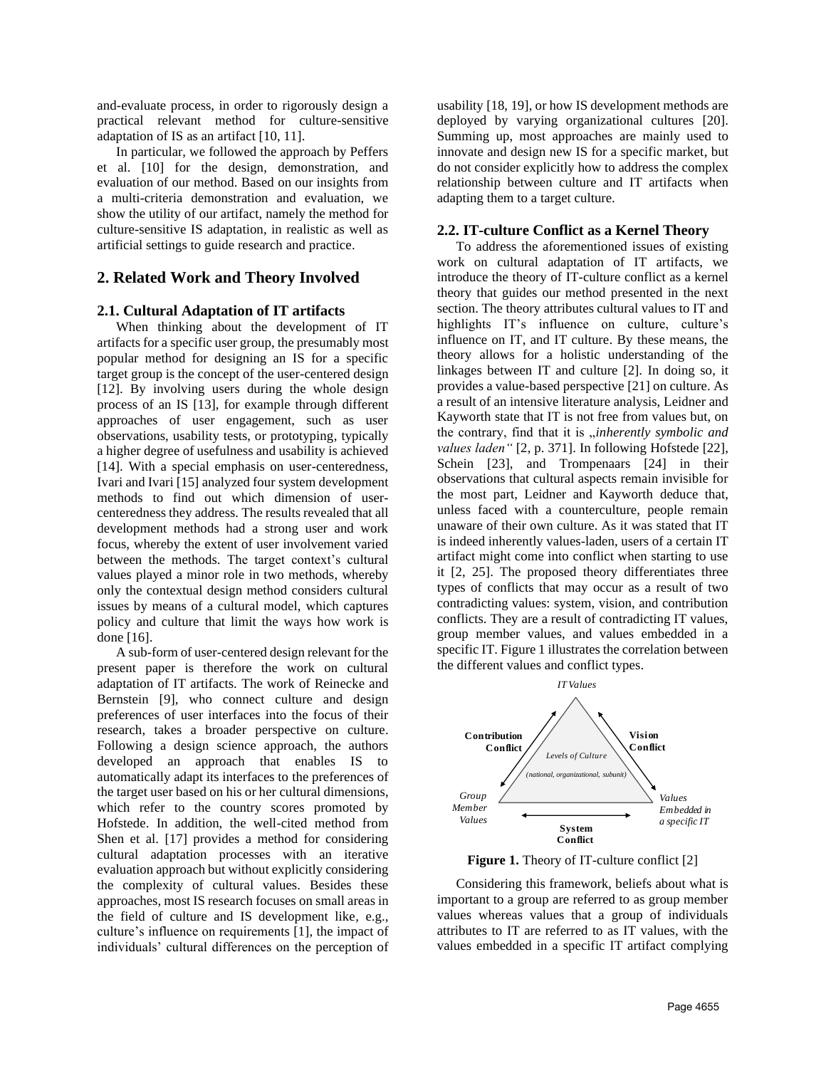and-evaluate process, in order to rigorously design a practical relevant method for culture-sensitive adaptation of IS as an artifact [10, 11].

In particular, we followed the approach by Peffers et al. [10] for the design, demonstration, and evaluation of our method. Based on our insights from a multi-criteria demonstration and evaluation, we show the utility of our artifact, namely the method for culture-sensitive IS adaptation, in realistic as well as artificial settings to guide research and practice.

## 2. Related Work and Theory Involved

### 2.1. Cultural Adaptation of IT artifacts

When thinking about the development of IT artifacts for a specific user group, the presumably most popular method for designing an IS for a specific target group is the concept of the user-centered design [12]. By involving users during the whole design process of an IS [13], for example through different approaches of user engagement, such as user observations, usability tests, or prototyping, typically a higher degree of usefulness and usability is achieved [14]. With a special emphasis on user-centeredness, Ivari and Ivari [15] analyzed four system development methods to find out which dimension of user-centeredness they address. The results revealed that all development methods had a strong user and work focus, whereby the extent of user involvement varied between the methods. The target context's cultural values played a minor role in two methods, whereby only the contextual design method considers cultural issues by means of a cultural model, which captures policy and culture that limit the ways how work is done [16].

A sub-form of user-centered design relevant for the present paper is therefore the work on cultural adaptation of IT artifacts. The work of Reinecke and Bernstein [9], who connect culture and design preferences of user interfaces into the focus of their research, takes a broader perspective on culture. Following a design science approach, the authors developed an approach that enables IS to automatically adapt its interfaces to the preferences of the target user based on his or her cultural dimensions, which refer to the country scores promoted by Hofstede. In addition, the well-cited method from Shen et al. [17] provides a method for considering cultural adaptation processes with an iterative evaluation approach but without explicitly considering the complexity of cultural values. Besides these approaches, most IS research focuses on small areas in the field of culture and IS development like, e.g., culture's influence on requirements [1], the impact of individuals' cultural differences on the perception of usability [18, 19], or how IS development methods are deployed by varying organizational cultures [20]. Summing up, most approaches are mainly used to innovate and design new IS for a specific market, but do not consider explicitly how to address the complex relationship between culture and IT artifacts when adapting them to a target culture.

### 2.2. IT-culture Conflict as a Kernel Theory

To address the aforementioned issues of existing work on cultural adaptation of IT artifacts, we introduce the theory of IT-culture conflict as a kernel theory that guides our method presented in the next section. The theory attributes cultural values to IT and highlights IT's influence on culture, culture's influence on IT, and IT culture. By these means, the theory allows for a holistic understanding of the linkages between IT and culture [2]. In doing so, it provides a value-based perspective [21] on culture. As a result of an intensive literature analysis, Leidner and Kayworth state that IT is not free from values but, on the contrary, find that it is „*inherently symbolic and values laden“* [2, p. 371]. In following Hofstede [22], Schein [23], and Trompenaars [24] in their observations that cultural aspects remain invisible for the most part, Leidner and Kayworth deduce that, unless faced with a counterculture, people remain unaware of their own culture. As it was stated that IT is indeed inherently values-laden, users of a certain IT artifact might come into conflict when starting to use it [2, 25]. The proposed theory differentiates three types of conflicts that may occur as a result of two contradicting values: system, vision, and contribution conflicts. They are a result of contradicting IT values, group member values, and values embedded in a specific IT. Figure 1 illustrates the correlation between the different values and conflict types.

*IT Values*

**Contribution Conflict** | **Vision Conflict**

*Levels of Culture (national, organizational, subunit)*

*Group Member Values* | *Values Embedded in a specific IT*

**System Conflict**

**Figure 1.** Theory of IT-culture conflict [2]

Considering this framework, beliefs about what is important to a group are referred to as group member values whereas values that a group of individuals attributes to IT are referred to as IT values, with the values embedded in a specific IT artifact complying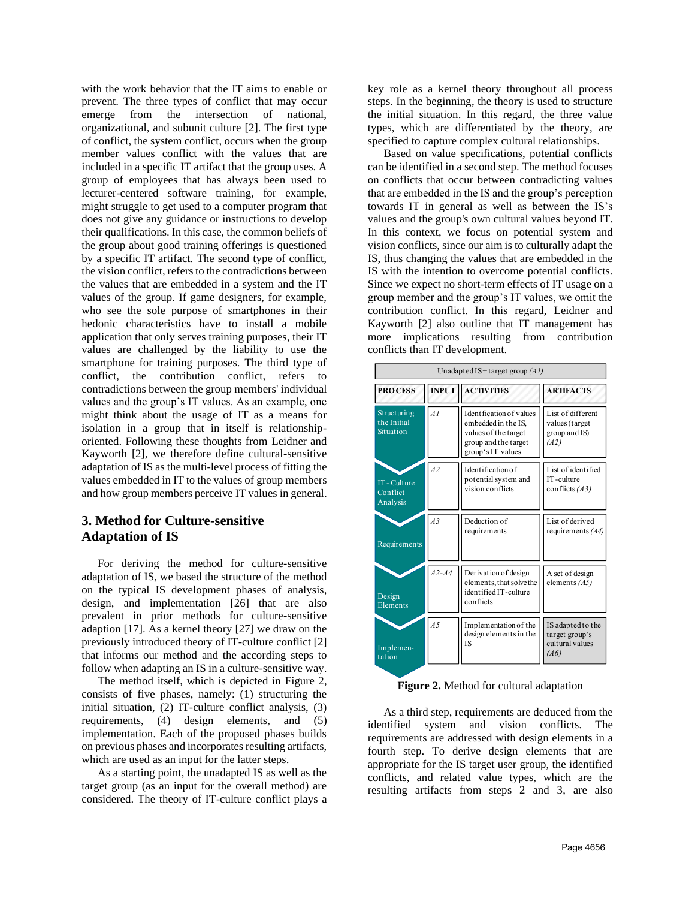with the work behavior that the IT aims to enable or prevent. The three types of conflict that may occur emerge from the intersection of national, organizational, and subunit culture [2]. The first type of conflict, the system conflict, occurs when the group member values conflict with the values that are included in a specific IT artifact that the group uses. A group of employees that has always been used to lecturer-centered software training, for example, might struggle to get used to a computer program that does not give any guidance or instructions to develop their qualifications. In this case, the common beliefs of the group about good training offerings is questioned by a specific IT artifact. The second type of conflict, the vision conflict, refers to the contradictions between the values that are embedded in a system and the IT values of the group. If game designers, for example, who see the sole purpose of smartphones in their hedonic characteristics have to install a mobile application that only serves training purposes, their IT values are challenged by the liability to use the smartphone for training purposes. The third type of conflict, the contribution conflict, refers to contradictions between the group members' individual values and the group's IT values. As an example, one might think about the usage of IT as a means for isolation in a group that in itself is relationship-oriented. Following these thoughts from Leidner and Kayworth [2], we therefore define cultural-sensitive adaptation of IS as the multi-level process of fitting the values embedded in IT to the values of group members and how group members perceive IT values in general.

## 3. Method for Culture-sensitive Adaptation of IS

For deriving the method for culture-sensitive adaptation of IS, we based the structure of the method on the typical IS development phases of analysis, design, and implementation [26] that are also prevalent in prior methods for culture-sensitive adaption [17]. As a kernel theory [27] we draw on the previously introduced theory of IT-culture conflict [2] that informs our method and the according steps to follow when adapting an IS in a culture-sensitive way.

The method itself, which is depicted in Figure 2, consists of five phases, namely: (1) structuring the initial situation, (2) IT-culture conflict analysis, (3) requirements, (4) design elements, and (5) implementation. Each of the proposed phases builds on previous phases and incorporates resulting artifacts, which are used as an input for the latter steps.

As a starting point, the unadapted IS as well as the target group (as an input for the overall method) are considered. The theory of IT-culture conflict plays a key role as a kernel theory throughout all process steps. In the beginning, the theory is used to structure the initial situation. In this regard, the three value types, which are differentiated by the theory, are specified to capture complex cultural relationships.

Based on value specifications, potential conflicts can be identified in a second step. The method focuses on conflicts that occur between contradicting values that are embedded in the IS and the group's perception towards IT in general as well as between the IS's values and the group's own cultural values beyond IT. In this context, we focus on potential system and vision conflicts, since our aim is to culturally adapt the IS, thus changing the values that are embedded in the IS with the intention to overcome potential conflicts. Since we expect no short-term effects of IT usage on a group member and the group's IT values, we omit the contribution conflict. In this regard, Leidner and Kayworth [2] also outline that IT management has more implications resulting from contribution conflicts than IT development.

Unadapted IS + target group *(A1)*

| PROCESS | INPUT | ACTIVITIES | ARTIFACTS |
|---|---|---|---|
| Structuring the Initial Situation | *A1* | Identfication of values embedded in the IS, values of the target group and the target group's IT values | List of different values (target group and IS) *(A2)* |
| IT-Culture Conflict Analysis | *A2* | Identification of potential system and vision conflicts | List of identified IT-culture conflicts *(A3)* |
| Requirements | *A3* | Deduction of requirements | List of derived requirements *(A4)* |
| Design Elements | *A2-A4* | Derivation of design elements, that solve the identified IT-culture conflicts | A set of design elements *(A5)* |
| Implementation | *A5* | Implementation of the design elements in the IS | IS adapted to the target group's cultural values *(A6)* |

**Figure 2.** Method for cultural adaptation

As a third step, requirements are deduced from the identified system and vision conflicts. The requirements are addressed with design elements in a fourth step. To derive design elements that are appropriate for the IS target user group, the identified conflicts, and related value types, which are the resulting artifacts from steps 2 and 3, are also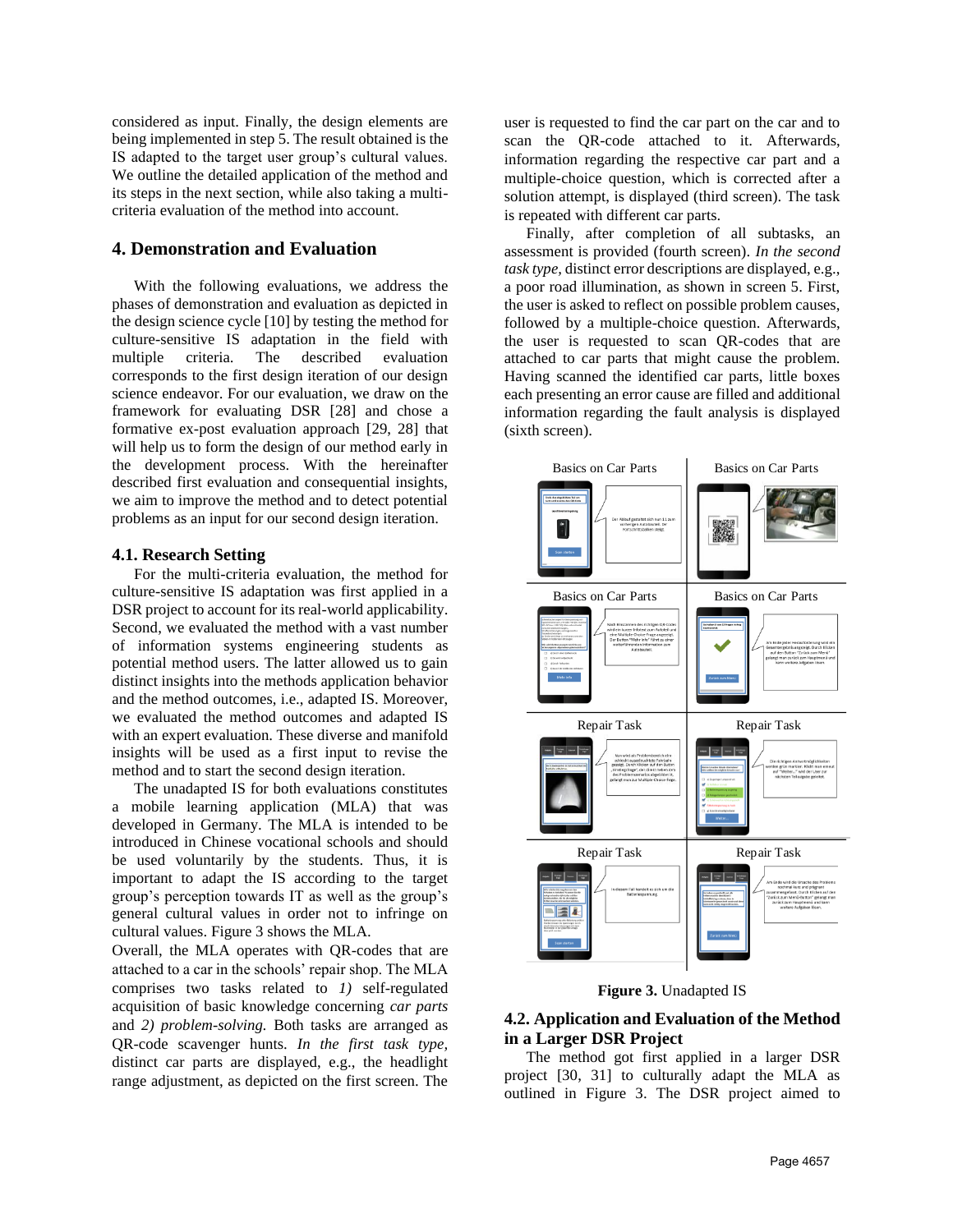considered as input. Finally, the design elements are being implemented in step 5. The result obtained is the IS adapted to the target user group's cultural values. We outline the detailed application of the method and its steps in the next section, while also taking a multi-criteria evaluation of the method into account.

## 4. Demonstration and Evaluation

With the following evaluations, we address the phases of demonstration and evaluation as depicted in the design science cycle [10] by testing the method for culture-sensitive IS adaptation in the field with multiple criteria. The described evaluation corresponds to the first design iteration of our design science endeavor. For our evaluation, we draw on the framework for evaluating DSR [28] and chose a formative ex-post evaluation approach [29, 28] that will help us to form the design of our method early in the development process. With the hereinafter described first evaluation and consequential insights, we aim to improve the method and to detect potential problems as an input for our second design iteration.

### 4.1. Research Setting

For the multi-criteria evaluation, the method for culture-sensitive IS adaptation was first applied in a DSR project to account for its real-world applicability. Second, we evaluated the method with a vast number of information systems engineering students as potential method users. The latter allowed us to gain distinct insights into the methods application behavior and the method outcomes, i.e., adapted IS. Moreover, we evaluated the method outcomes and adapted IS with an expert evaluation. These diverse and manifold insights will be used as a first input to revise the method and to start the second design iteration.

The unadapted IS for both evaluations constitutes a mobile learning application (MLA) that was developed in Germany. The MLA is intended to be introduced in Chinese vocational schools and should be used voluntarily by the students. Thus, it is important to adapt the IS according to the target group's perception towards IT as well as the group's general cultural values in order not to infringe on cultural values. Figure 3 shows the MLA.
Overall, the MLA operates with QR-codes that are attached to a car in the schools' repair shop. The MLA comprises two tasks related to *1)* self-regulated acquisition of basic knowledge concerning *car parts* and *2) problem-solving.* Both tasks are arranged as QR-code scavenger hunts. *In the first task type,* distinct car parts are displayed, e.g., the headlight range adjustment, as depicted on the first screen. The user is requested to find the car part on the car and to scan the QR-code attached to it. Afterwards, information regarding the respective car part and a multiple-choice question, which is corrected after a solution attempt, is displayed (third screen). The task is repeated with different car parts.

Finally, after completion of all subtasks, an assessment is provided (fourth screen). *In the second task type,* distinct error descriptions are displayed, e.g., a poor road illumination, as shown in screen 5. First, the user is asked to reflect on possible problem causes, followed by a multiple-choice question. Afterwards, the user is requested to scan QR-codes that are attached to car parts that might cause the problem. Having scanned the identified car parts, little boxes each presenting an error cause are filled and additional information regarding the fault analysis is displayed (sixth screen).

**Figure 3.** Unadapted IS

### 4.2. Application and Evaluation of the Method in a Larger DSR Project

The method got first applied in a larger DSR project [30, 31] to culturally adapt the MLA as outlined in Figure 3. The DSR project aimed to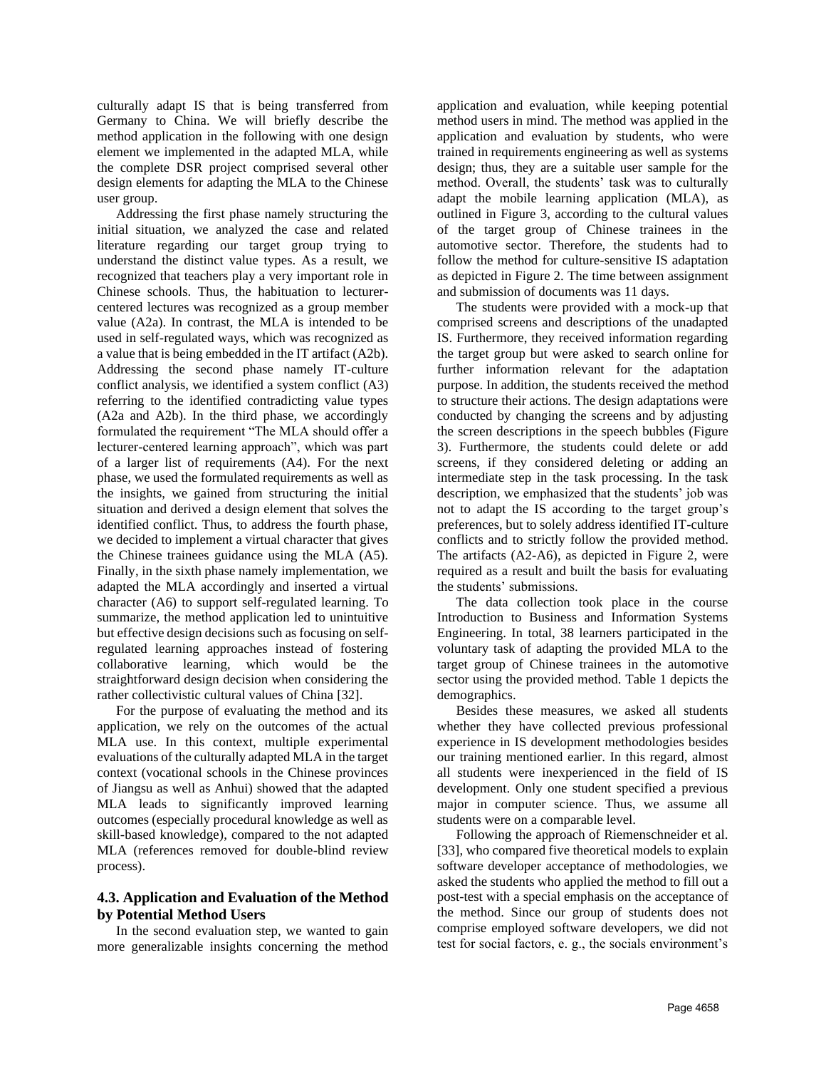culturally adapt IS that is being transferred from Germany to China. We will briefly describe the method application in the following with one design element we implemented in the adapted MLA, while the complete DSR project comprised several other design elements for adapting the MLA to the Chinese user group.

Addressing the first phase namely structuring the initial situation, we analyzed the case and related literature regarding our target group trying to understand the distinct value types. As a result, we recognized that teachers play a very important role in Chinese schools. Thus, the habituation to lecturer-centered lectures was recognized as a group member value (A2a). In contrast, the MLA is intended to be used in self-regulated ways, which was recognized as a value that is being embedded in the IT artifact (A2b). Addressing the second phase namely IT-culture conflict analysis, we identified a system conflict (A3) referring to the identified contradicting value types (A2a and A2b). In the third phase, we accordingly formulated the requirement "The MLA should offer a lecturer-centered learning approach", which was part of a larger list of requirements (A4). For the next phase, we used the formulated requirements as well as the insights, we gained from structuring the initial situation and derived a design element that solves the identified conflict. Thus, to address the fourth phase, we decided to implement a virtual character that gives the Chinese trainees guidance using the MLA (A5). Finally, in the sixth phase namely implementation, we adapted the MLA accordingly and inserted a virtual character (A6) to support self-regulated learning. To summarize, the method application led to unintuitive but effective design decisions such as focusing on self-regulated learning approaches instead of fostering collaborative learning, which would be the straightforward design decision when considering the rather collectivistic cultural values of China [32].

For the purpose of evaluating the method and its application, we rely on the outcomes of the actual MLA use. In this context, multiple experimental evaluations of the culturally adapted MLA in the target context (vocational schools in the Chinese provinces of Jiangsu as well as Anhui) showed that the adapted MLA leads to significantly improved learning outcomes (especially procedural knowledge as well as skill-based knowledge), compared to the not adapted MLA (references removed for double-blind review process).

### 4.3. Application and Evaluation of the Method by Potential Method Users

In the second evaluation step, we wanted to gain more generalizable insights concerning the method application and evaluation, while keeping potential method users in mind. The method was applied in the application and evaluation by students, who were trained in requirements engineering as well as systems design; thus, they are a suitable user sample for the method. Overall, the students' task was to culturally adapt the mobile learning application (MLA), as outlined in Figure 3, according to the cultural values of the target group of Chinese trainees in the automotive sector. Therefore, the students had to follow the method for culture-sensitive IS adaptation as depicted in Figure 2. The time between assignment and submission of documents was 11 days.

The students were provided with a mock-up that comprised screens and descriptions of the unadapted IS. Furthermore, they received information regarding the target group but were asked to search online for further information relevant for the adaptation purpose. In addition, the students received the method to structure their actions. The design adaptations were conducted by changing the screens and by adjusting the screen descriptions in the speech bubbles (Figure 3). Furthermore, the students could delete or add screens, if they considered deleting or adding an intermediate step in the task processing. In the task description, we emphasized that the students' job was not to adapt the IS according to the target group's preferences, but to solely address identified IT-culture conflicts and to strictly follow the provided method. The artifacts (A2-A6), as depicted in Figure 2, were required as a result and built the basis for evaluating the students' submissions.

The data collection took place in the course Introduction to Business and Information Systems Engineering. In total, 38 learners participated in the voluntary task of adapting the provided MLA to the target group of Chinese trainees in the automotive sector using the provided method. Table 1 depicts the demographics.

Besides these measures, we asked all students whether they have collected previous professional experience in IS development methodologies besides our training mentioned earlier. In this regard, almost all students were inexperienced in the field of IS development. Only one student specified a previous major in computer science. Thus, we assume all students were on a comparable level.

Following the approach of Riemenschneider et al. [33], who compared five theoretical models to explain software developer acceptance of methodologies, we asked the students who applied the method to fill out a post-test with a special emphasis on the acceptance of the method. Since our group of students does not comprise employed software developers, we did not test for social factors, e. g., the socials environment's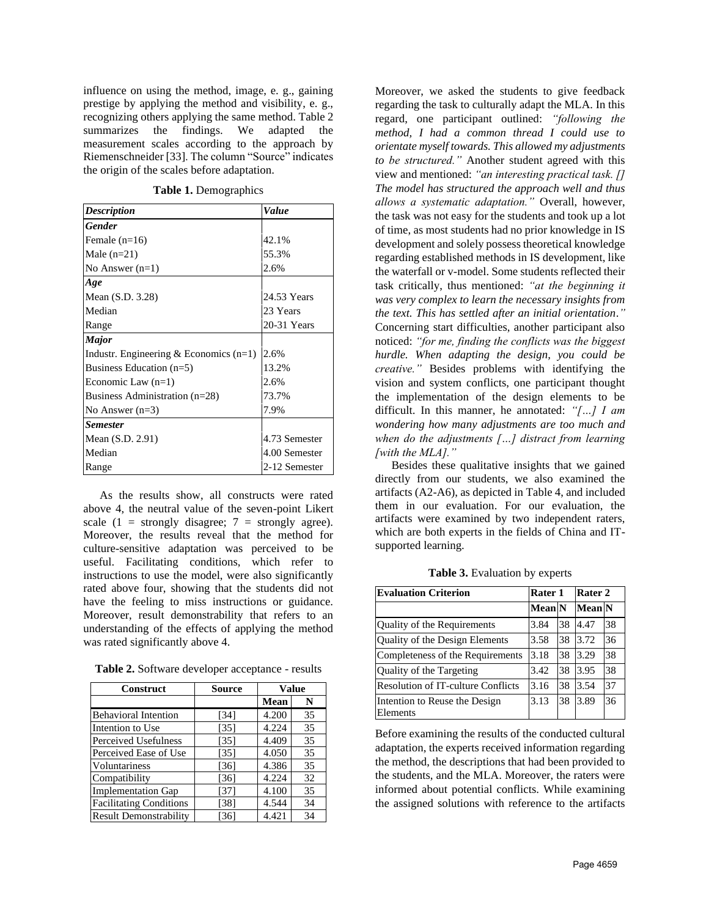influence on using the method, image, e. g., gaining prestige by applying the method and visibility, e. g., recognizing others applying the same method. Table 2 summarizes the findings. We adapted the measurement scales according to the approach by Riemenschneider [33]. The column "Source" indicates the origin of the scales before adaptation.

**Table 1.** Demographics

| *Description* | *Value* |
|---|---|
| ***Gender*** | |
| Female (n=16) | 42.1% |
| Male (n=21) | 55.3% |
| No Answer (n=1) | 2.6% |
| ***Age*** | |
| Mean (S.D. 3.28) | 24.53 Years |
| Median | 23 Years |
| Range | 20-31 Years |
| ***Major*** | |
| Industr. Engineering & Economics (n=1) | 2.6% |
| Business Education (n=5) | 13.2% |
| Economic Law (n=1) | 2.6% |
| Business Administration (n=28) | 73.7% |
| No Answer (n=3) | 7.9% |
| ***Semester*** | |
| Mean (S.D. 2.91) | 4.73 Semester |
| Median | 4.00 Semester |
| Range | 2-12 Semester |

As the results show, all constructs were rated above 4, the neutral value of the seven-point Likert scale (1 = strongly disagree; 7 = strongly agree). Moreover, the results reveal that the method for culture-sensitive adaptation was perceived to be useful. Facilitating conditions, which refer to instructions to use the model, were also significantly rated above four, showing that the students did not have the feeling to miss instructions or guidance. Moreover, result demonstrability that refers to an understanding of the effects of applying the method was rated significantly above 4.

**Table 2.** Software developer acceptance - results

| Construct | Source | Value | |
|---|---|---|---|
| | | Mean | N |
| Behavioral Intention | [34] | 4.200 | 35 |
| Intention to Use | [35] | 4.224 | 35 |
| Perceived Usefulness | [35] | 4.409 | 35 |
| Perceived Ease of Use | [35] | 4.050 | 35 |
| Voluntariness | [36] | 4.386 | 35 |
| Compatibility | [36] | 4.224 | 32 |
| Implementation Gap | [37] | 4.100 | 35 |
| Facilitating Conditions | [38] | 4.544 | 34 |
| Result Demonstrability | [36] | 4.421 | 34 |

Moreover, we asked the students to give feedback regarding the task to culturally adapt the MLA. In this regard, one participant outlined: *"following the method, I had a common thread I could use to orientate myself towards. This allowed my adjustments to be structured."* Another student agreed with this view and mentioned: *"an interesting practical task. [] The model has structured the approach well and thus allows a systematic adaptation."* Overall, however, the task was not easy for the students and took up a lot of time, as most students had no prior knowledge in IS development and solely possess theoretical knowledge regarding established methods in IS development, like the waterfall or v-model. Some students reflected their task critically, thus mentioned: *"at the beginning it was very complex to learn the necessary insights from the text. This has settled after an initial orientation."* Concerning start difficulties, another participant also noticed: *"for me, finding the conflicts was the biggest hurdle. When adapting the design, you could be creative."* Besides problems with identifying the vision and system conflicts, one participant thought the implementation of the design elements to be difficult. In this manner, he annotated: *"[…] I am wondering how many adjustments are too much and when do the adjustments […] distract from learning [with the MLA]."*

Besides these qualitative insights that we gained directly from our students, we also examined the artifacts (A2-A6), as depicted in Table 4, and included them in our evaluation. For our evaluation, the artifacts were examined by two independent raters, which are both experts in the fields of China and IT-supported learning.

**Table 3.** Evaluation by experts

| **Evaluation Criterion** | **Rater 1** | | **Rater 2** | |
|---|---|---|---|---|
| | **Mean** | **N** | **Mean** | **N** |
| Quality of the Requirements | 3.84 | 38 | 4.47 | 38 |
| Quality of the Design Elements | 3.58 | 38 | 3.72 | 36 |
| Completeness of the Requirements | 3.18 | 38 | 3.29 | 38 |
| Quality of the Targeting | 3.42 | 38 | 3.95 | 38 |
| Resolution of IT-culture Conflicts | 3.16 | 38 | 3.54 | 37 |
| Intention to Reuse the Design Elements | 3.13 | 38 | 3.89 | 36 |

Before examining the results of the conducted cultural adaptation, the experts received information regarding the method, the descriptions that had been provided to the students, and the MLA. Moreover, the raters were informed about potential conflicts. While examining the assigned solutions with reference to the artifacts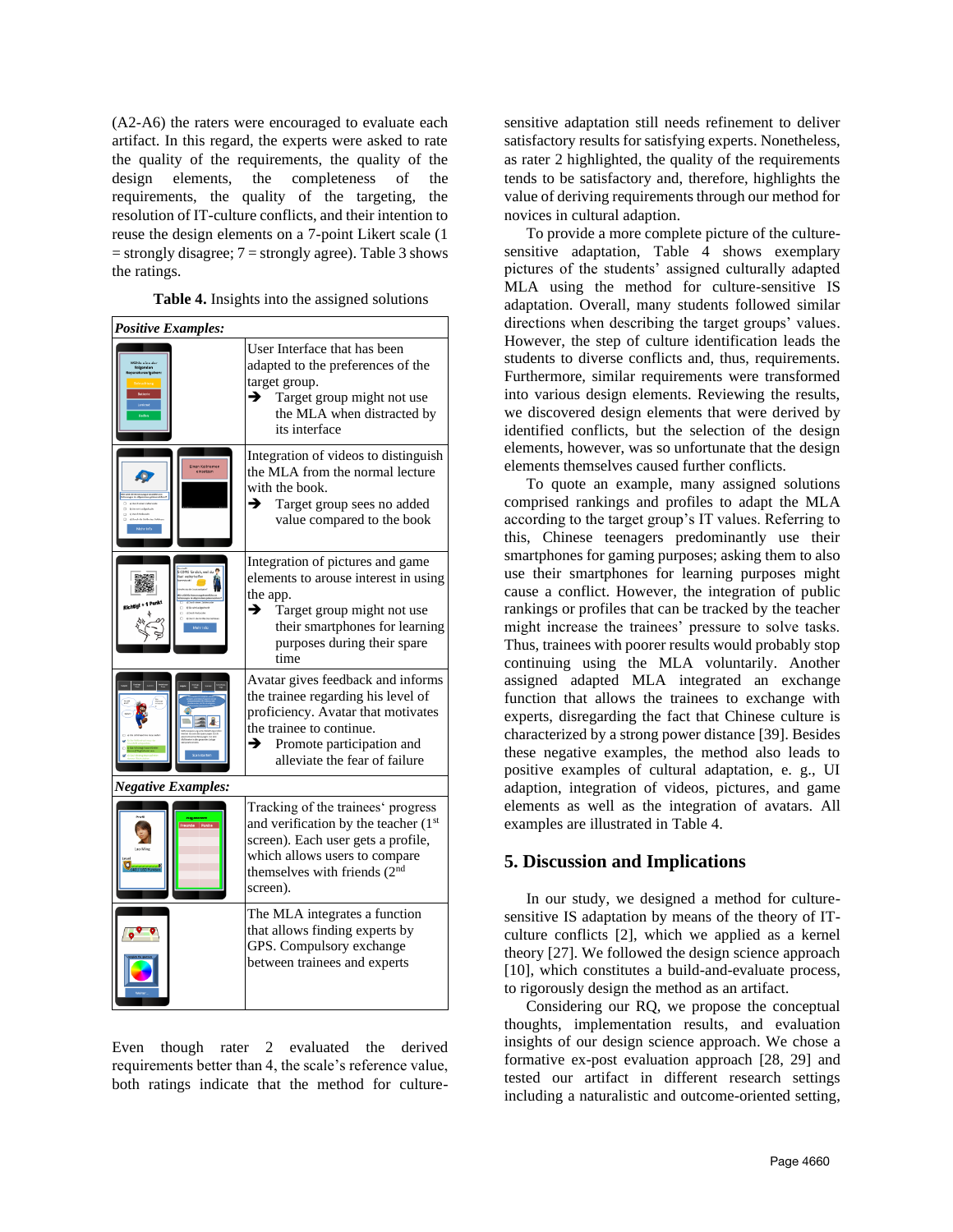(A2-A6) the raters were encouraged to evaluate each artifact. In this regard, the experts were asked to rate the quality of the requirements, the quality of the design elements, the completeness of the requirements, the quality of the targeting, the resolution of IT-culture conflicts, and their intention to reuse the design elements on a 7-point Likert scale (1 = strongly disagree; 7 = strongly agree). Table 3 shows the ratings.

**Table 4.** Insights into the assigned solutions

| | |
|---|---|
| ***Positive Examples:*** | |
| | User Interface that has been adapted to the preferences of the target group. ➔ Target group might not use the MLA when distracted by its interface |
| | Integration of videos to distinguish the MLA from the normal lecture with the book. ➔ Target group sees no added value compared to the book |
| | Integration of pictures and game elements to arouse interest in using the app. ➔ Target group might not use their smartphones for learning purposes during their spare time |
| | Avatar gives feedback and informs the trainee regarding his level of proficiency. Avatar that motivates the trainee to continue. ➔ Promote participation and alleviate the fear of failure |
| ***Negative Examples:*** | |
| | Tracking of the trainees' progress and verification by the teacher (1st screen). Each user gets a profile, which allows users to compare themselves with friends (2nd screen). |
| | The MLA integrates a function that allows finding experts by GPS. Compulsory exchange between trainees and experts |

Even though rater 2 evaluated the derived requirements better than 4, the scale's reference value, both ratings indicate that the method for culture-sensitive adaptation still needs refinement to deliver satisfactory results for satisfying experts. Nonetheless, as rater 2 highlighted, the quality of the requirements tends to be satisfactory and, therefore, highlights the value of deriving requirements through our method for novices in cultural adaption.

To provide a more complete picture of the culture-sensitive adaptation, Table 4 shows exemplary pictures of the students' assigned culturally adapted MLA using the method for culture-sensitive IS adaptation. Overall, many students followed similar directions when describing the target groups' values. However, the step of culture identification leads the students to diverse conflicts and, thus, requirements. Furthermore, similar requirements were transformed into various design elements. Reviewing the results, we discovered design elements that were derived by identified conflicts, but the selection of the design elements, however, was so unfortunate that the design elements themselves caused further conflicts.

To quote an example, many assigned solutions comprised rankings and profiles to adapt the MLA according to the target group's IT values. Referring to this, Chinese teenagers predominantly use their smartphones for gaming purposes; asking them to also use their smartphones for learning purposes might cause a conflict. However, the integration of public rankings or profiles that can be tracked by the teacher might increase the trainees' pressure to solve tasks. Thus, trainees with poorer results would probably stop continuing using the MLA voluntarily. Another assigned adapted MLA integrated an exchange function that allows the trainees to exchange with experts, disregarding the fact that Chinese culture is characterized by a strong power distance [39]. Besides these negative examples, the method also leads to positive examples of cultural adaptation, e. g., UI adaption, integration of videos, pictures, and game elements as well as the integration of avatars. All examples are illustrated in Table 4.

## 5. Discussion and Implications

In our study, we designed a method for culture-sensitive IS adaptation by means of the theory of IT-culture conflicts [2], which we applied as a kernel theory [27]. We followed the design science approach [10], which constitutes a build-and-evaluate process, to rigorously design the method as an artifact.

Considering our RQ, we propose the conceptual thoughts, implementation results, and evaluation insights of our design science approach. We chose a formative ex-post evaluation approach [28, 29] and tested our artifact in different research settings including a naturalistic and outcome-oriented setting,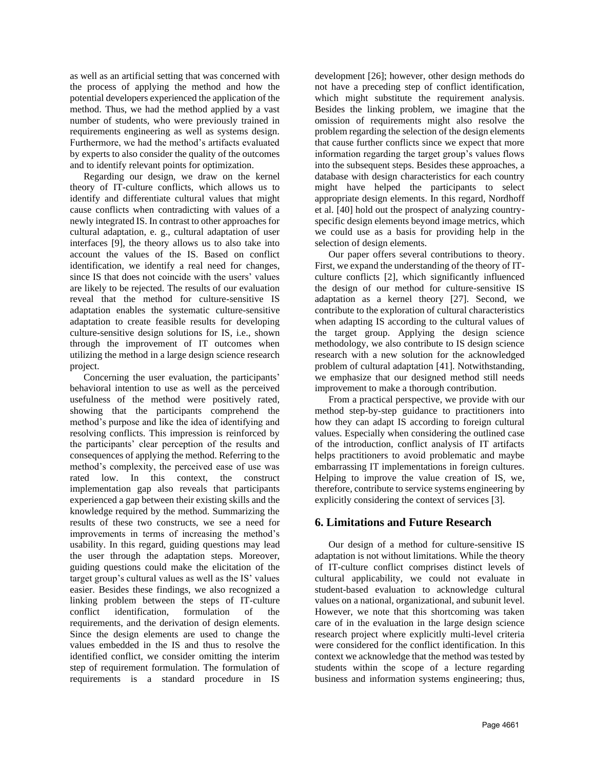as well as an artificial setting that was concerned with the process of applying the method and how the potential developers experienced the application of the method. Thus, we had the method applied by a vast number of students, who were previously trained in requirements engineering as well as systems design. Furthermore, we had the method's artifacts evaluated by experts to also consider the quality of the outcomes and to identify relevant points for optimization.

Regarding our design, we draw on the kernel theory of IT-culture conflicts, which allows us to identify and differentiate cultural values that might cause conflicts when contradicting with values of a newly integrated IS. In contrast to other approaches for cultural adaptation, e. g., cultural adaptation of user interfaces [9], the theory allows us to also take into account the values of the IS. Based on conflict identification, we identify a real need for changes, since IS that does not coincide with the users' values are likely to be rejected. The results of our evaluation reveal that the method for culture-sensitive IS adaptation enables the systematic culture-sensitive adaptation to create feasible results for developing culture-sensitive design solutions for IS, i.e., shown through the improvement of IT outcomes when utilizing the method in a large design science research project.

Concerning the user evaluation, the participants' behavioral intention to use as well as the perceived usefulness of the method were positively rated, showing that the participants comprehend the method's purpose and like the idea of identifying and resolving conflicts. This impression is reinforced by the participants' clear perception of the results and consequences of applying the method. Referring to the method's complexity, the perceived ease of use was rated low. In this context, the construct implementation gap also reveals that participants experienced a gap between their existing skills and the knowledge required by the method. Summarizing the results of these two constructs, we see a need for improvements in terms of increasing the method's usability. In this regard, guiding questions may lead the user through the adaptation steps. Moreover, guiding questions could make the elicitation of the target group's cultural values as well as the IS' values easier. Besides these findings, we also recognized a linking problem between the steps of IT-culture conflict identification, formulation of the requirements, and the derivation of design elements. Since the design elements are used to change the values embedded in the IS and thus to resolve the identified conflict, we consider omitting the interim step of requirement formulation. The formulation of requirements is a standard procedure in IS development [26]; however, other design methods do not have a preceding step of conflict identification, which might substitute the requirement analysis. Besides the linking problem, we imagine that the omission of requirements might also resolve the problem regarding the selection of the design elements that cause further conflicts since we expect that more information regarding the target group's values flows into the subsequent steps. Besides these approaches, a database with design characteristics for each country might have helped the participants to select appropriate design elements. In this regard, Nordhoff et al. [40] hold out the prospect of analyzing country-specific design elements beyond image metrics, which we could use as a basis for providing help in the selection of design elements.

Our paper offers several contributions to theory. First, we expand the understanding of the theory of IT-culture conflicts [2], which significantly influenced the design of our method for culture-sensitive IS adaptation as a kernel theory [27]. Second, we contribute to the exploration of cultural characteristics when adapting IS according to the cultural values of the target group. Applying the design science methodology, we also contribute to IS design science research with a new solution for the acknowledged problem of cultural adaptation [41]. Notwithstanding, we emphasize that our designed method still needs improvement to make a thorough contribution.

From a practical perspective, we provide with our method step-by-step guidance to practitioners into how they can adapt IS according to foreign cultural values. Especially when considering the outlined case of the introduction, conflict analysis of IT artifacts helps practitioners to avoid problematic and maybe embarrassing IT implementations in foreign cultures. Helping to improve the value creation of IS, we, therefore, contribute to service systems engineering by explicitly considering the context of services [3].

## 6. Limitations and Future Research

Our design of a method for culture-sensitive IS adaptation is not without limitations. While the theory of IT-culture conflict comprises distinct levels of cultural applicability, we could not evaluate in student-based evaluation to acknowledge cultural values on a national, organizational, and subunit level. However, we note that this shortcoming was taken care of in the evaluation in the large design science research project where explicitly multi-level criteria were considered for the conflict identification. In this context we acknowledge that the method was tested by students within the scope of a lecture regarding business and information systems engineering; thus,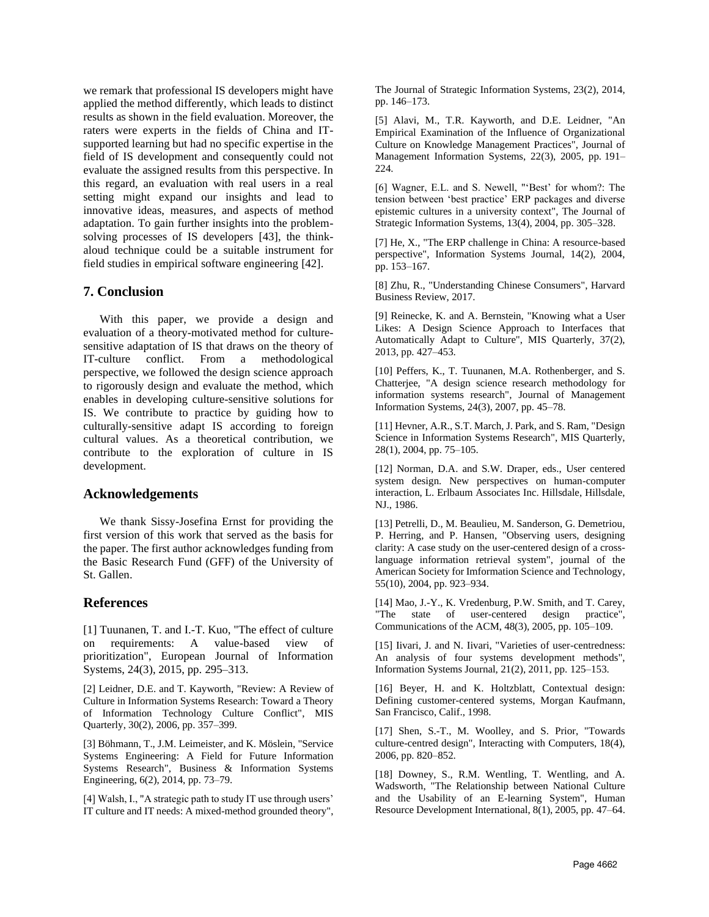we remark that professional IS developers might have applied the method differently, which leads to distinct results as shown in the field evaluation. Moreover, the raters were experts in the fields of China and IT-supported learning but had no specific expertise in the field of IS development and consequently could not evaluate the assigned results from this perspective. In this regard, an evaluation with real users in a real setting might expand our insights and lead to innovative ideas, measures, and aspects of method adaptation. To gain further insights into the problem-solving processes of IS developers [43], the think-aloud technique could be a suitable instrument for field studies in empirical software engineering [42].

## 7. Conclusion

With this paper, we provide a design and evaluation of a theory-motivated method for culture-sensitive adaptation of IS that draws on the theory of IT-culture conflict. From a methodological perspective, we followed the design science approach to rigorously design and evaluate the method, which enables in developing culture-sensitive solutions for IS. We contribute to practice by guiding how to culturally-sensitive adapt IS according to foreign cultural values. As a theoretical contribution, we contribute to the exploration of culture in IS development.

## Acknowledgements

We thank Sissy-Josefina Ernst for providing the first version of this work that served as the basis for the paper. The first author acknowledges funding from the Basic Research Fund (GFF) of the University of St. Gallen.

## References

[1] Tuunanen, T. and I.-T. Kuo, "The effect of culture on requirements: A value-based view of prioritization", European Journal of Information Systems, 24(3), 2015, pp. 295–313.

[2] Leidner, D.E. and T. Kayworth, "Review: A Review of Culture in Information Systems Research: Toward a Theory of Information Technology Culture Conflict", MIS Quarterly, 30(2), 2006, pp. 357–399.

[3] Böhmann, T., J.M. Leimeister, and K. Möslein, "Service Systems Engineering: A Field for Future Information Systems Research", Business & Information Systems Engineering, 6(2), 2014, pp. 73–79.

[4] Walsh, I., "A strategic path to study IT use through users' IT culture and IT needs: A mixed-method grounded theory", The Journal of Strategic Information Systems, 23(2), 2014, pp. 146–173.

[5] Alavi, M., T.R. Kayworth, and D.E. Leidner, "An Empirical Examination of the Influence of Organizational Culture on Knowledge Management Practices", Journal of Management Information Systems, 22(3), 2005, pp. 191–224.

[6] Wagner, E.L. and S. Newell, "'Best' for whom?: The tension between 'best practice' ERP packages and diverse epistemic cultures in a university context", The Journal of Strategic Information Systems, 13(4), 2004, pp. 305–328.

[7] He, X., "The ERP challenge in China: A resource-based perspective", Information Systems Journal, 14(2), 2004, pp. 153–167.

[8] Zhu, R., "Understanding Chinese Consumers", Harvard Business Review, 2017.

[9] Reinecke, K. and A. Bernstein, "Knowing what a User Likes: A Design Science Approach to Interfaces that Automatically Adapt to Culture", MIS Quarterly, 37(2), 2013, pp. 427–453.

[10] Peffers, K., T. Tuunanen, M.A. Rothenberger, and S. Chatterjee, "A design science research methodology for information systems research", Journal of Management Information Systems, 24(3), 2007, pp. 45–78.

[11] Hevner, A.R., S.T. March, J. Park, and S. Ram, "Design Science in Information Systems Research", MIS Quarterly, 28(1), 2004, pp. 75–105.

[12] Norman, D.A. and S.W. Draper, eds., User centered system design. New perspectives on human-computer interaction, L. Erlbaum Associates Inc. Hillsdale, Hillsdale, NJ., 1986.

[13] Petrelli, D., M. Beaulieu, M. Sanderson, G. Demetriou, P. Herring, and P. Hansen, "Observing users, designing clarity: A case study on the user-centered design of a cross-language information retrieval system", journal of the American Society for Imformation Science and Technology, 55(10), 2004, pp. 923–934.

[14] Mao, J.-Y., K. Vredenburg, P.W. Smith, and T. Carey, "The state of user-centered design practice", Communications of the ACM, 48(3), 2005, pp. 105–109.

[15] Iivari, J. and N. Iivari, "Varieties of user-centredness: An analysis of four systems development methods", Information Systems Journal, 21(2), 2011, pp. 125–153.

[16] Beyer, H. and K. Holtzblatt, Contextual design: Defining customer-centered systems, Morgan Kaufmann, San Francisco, Calif., 1998.

[17] Shen, S.-T., M. Woolley, and S. Prior, "Towards culture-centred design", Interacting with Computers, 18(4), 2006, pp. 820–852.

[18] Downey, S., R.M. Wentling, T. Wentling, and A. Wadsworth, "The Relationship between National Culture and the Usability of an E-learning System", Human Resource Development International, 8(1), 2005, pp. 47–64.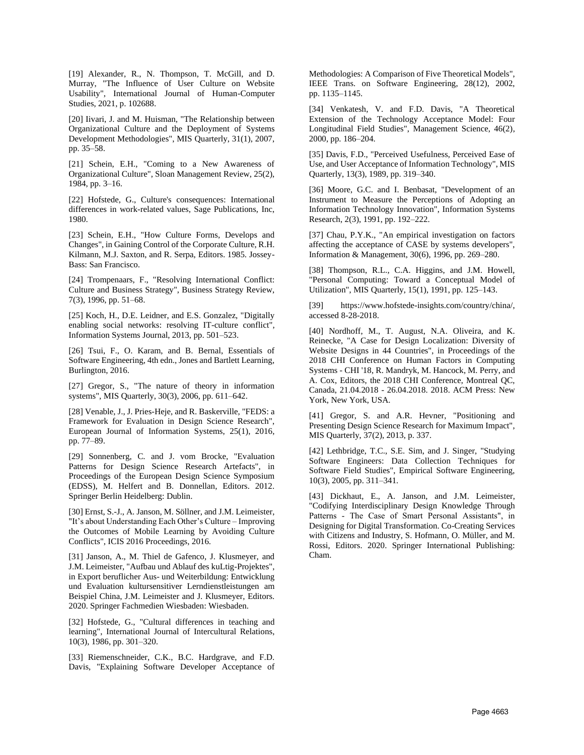[19] Alexander, R., N. Thompson, T. McGill, and D. Murray, "The Influence of User Culture on Website Usability", International Journal of Human-Computer Studies, 2021, p. 102688.

[20] Iivari, J. and M. Huisman, "The Relationship between Organizational Culture and the Deployment of Systems Development Methodologies", MIS Quarterly, 31(1), 2007, pp. 35–58.

[21] Schein, E.H., "Coming to a New Awareness of Organizational Culture", Sloan Management Review, 25(2), 1984, pp. 3–16.

[22] Hofstede, G., Culture's consequences: International differences in work-related values, Sage Publications, Inc, 1980.

[23] Schein, E.H., "How Culture Forms, Develops and Changes", in Gaining Control of the Corporate Culture, R.H. Kilmann, M.J. Saxton, and R. Serpa, Editors. 1985. Jossey-Bass: San Francisco.

[24] Trompenaars, F., "Resolving International Conflict: Culture and Business Strategy", Business Strategy Review, 7(3), 1996, pp. 51–68.

[25] Koch, H., D.E. Leidner, and E.S. Gonzalez, "Digitally enabling social networks: resolving IT-culture conflict", Information Systems Journal, 2013, pp. 501–523.

[26] Tsui, F., O. Karam, and B. Bernal, Essentials of Software Engineering, 4th edn., Jones and Bartlett Learning, Burlington, 2016.

[27] Gregor, S., "The nature of theory in information systems", MIS Quarterly, 30(3), 2006, pp. 611–642.

[28] Venable, J., J. Pries-Heje, and R. Baskerville, "FEDS: a Framework for Evaluation in Design Science Research", European Journal of Information Systems, 25(1), 2016, pp. 77–89.

[29] Sonnenberg, C. and J. vom Brocke, "Evaluation Patterns for Design Science Research Artefacts", in Proceedings of the European Design Science Symposium (EDSS), M. Helfert and B. Donnellan, Editors. 2012. Springer Berlin Heidelberg: Dublin.

[30] Ernst, S.-J., A. Janson, M. Söllner, and J.M. Leimeister, "It's about Understanding Each Other's Culture – Improving the Outcomes of Mobile Learning by Avoiding Culture Conflicts", ICIS 2016 Proceedings, 2016.

[31] Janson, A., M. Thiel de Gafenco, J. Klusmeyer, and J.M. Leimeister, "Aufbau und Ablauf des kuLtig-Projektes", in Export beruflicher Aus- und Weiterbildung: Entwicklung und Evaluation kultursensitiver Lerndienstleistungen am Beispiel China, J.M. Leimeister and J. Klusmeyer, Editors. 2020. Springer Fachmedien Wiesbaden: Wiesbaden.

[32] Hofstede, G., "Cultural differences in teaching and learning", International Journal of Intercultural Relations, 10(3), 1986, pp. 301–320.

[33] Riemenschneider, C.K., B.C. Hardgrave, and F.D. Davis, "Explaining Software Developer Acceptance of Methodologies: A Comparison of Five Theoretical Models", IEEE Trans. on Software Engineering, 28(12), 2002, pp. 1135–1145.

[34] Venkatesh, V. and F.D. Davis, "A Theoretical Extension of the Technology Acceptance Model: Four Longitudinal Field Studies", Management Science, 46(2), 2000, pp. 186–204.

[35] Davis, F.D., "Perceived Usefulness, Perceived Ease of Use, and User Acceptance of Information Technology", MIS Quarterly, 13(3), 1989, pp. 319–340.

[36] Moore, G.C. and I. Benbasat, "Development of an Instrument to Measure the Perceptions of Adopting an Information Technology Innovation", Information Systems Research, 2(3), 1991, pp. 192–222.

[37] Chau, P.Y.K., "An empirical investigation on factors affecting the acceptance of CASE by systems developers", Information & Management, 30(6), 1996, pp. 269–280.

[38] Thompson, R.L., C.A. Higgins, and J.M. Howell, "Personal Computing: Toward a Conceptual Model of Utilization", MIS Quarterly, 15(1), 1991, pp. 125–143.

[39] https://www.hofstede-insights.com/country/china/, accessed 8-28-2018.

[40] Nordhoff, M., T. August, N.A. Oliveira, and K. Reinecke, "A Case for Design Localization: Diversity of Website Designs in 44 Countries", in Proceedings of the 2018 CHI Conference on Human Factors in Computing Systems - CHI '18, R. Mandryk, M. Hancock, M. Perry, and A. Cox, Editors, the 2018 CHI Conference, Montreal QC, Canada, 21.04.2018 - 26.04.2018. 2018. ACM Press: New York, New York, USA.

[41] Gregor, S. and A.R. Hevner, "Positioning and Presenting Design Science Research for Maximum Impact", MIS Quarterly, 37(2), 2013, p. 337.

[42] Lethbridge, T.C., S.E. Sim, and J. Singer, "Studying Software Engineers: Data Collection Techniques for Software Field Studies", Empirical Software Engineering, 10(3), 2005, pp. 311–341.

[43] Dickhaut, E., A. Janson, and J.M. Leimeister, "Codifying Interdisciplinary Design Knowledge Through Patterns - The Case of Smart Personal Assistants", in Designing for Digital Transformation. Co-Creating Services with Citizens and Industry, S. Hofmann, O. Müller, and M. Rossi, Editors. 2020. Springer International Publishing: Cham.